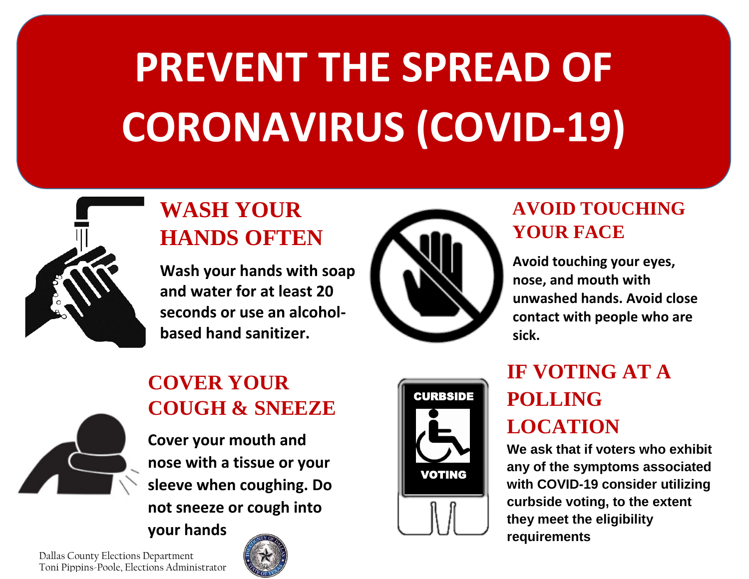# PREVENT THE SPREAD OF CORONAVIRUS (COVID-19)

## WASH YOUR HANDS OFTEN

**Wash your hands with soap and water for at least 20 seconds or use an alcohol-based hand sanitizer.**

## AVOID TOUCHING YOUR FACE

**Avoid touching your eyes, nose, and mouth with unwashed hands. Avoid close contact with people who are sick.**

## COVER YOUR COUGH & SNEEZE

**Cover your mouth and nose with a tissue or your sleeve when coughing. Do not sneeze or cough into your hands**

## IF VOTING AT A POLLING LOCATION

CURBSIDE VOTING

**We ask that if voters who exhibit any of the symptoms associated with COVID-19 consider utilizing curbside voting, to the extent they meet the eligibility requirements**

Dallas County Elections Department
Toni Pippins-Poole, Elections Administrator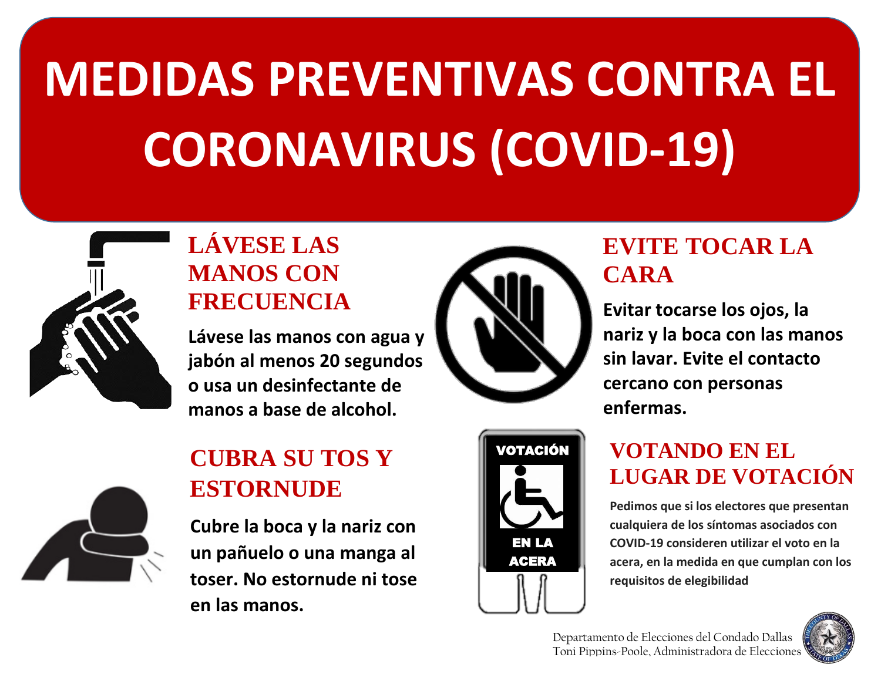# MEDIDAS PREVENTIVAS CONTRA EL CORONAVIRUS (COVID-19)

## LÁVESE LAS MANOS CON FRECUENCIA

**Lávese las manos con agua y jabón al menos 20 segundos o usa un desinfectante de manos a base de alcohol.**

## EVITE TOCAR LA CARA

**Evitar tocarse los ojos, la nariz y la boca con las manos sin lavar. Evite el contacto cercano con personas enfermas.**

## CUBRA SU TOS Y ESTORNUDE

**Cubre la boca y la nariz con un pañuelo o una manga al toser. No estornude ni tose en las manos.**

VOTACIÓN EN LA ACERA

## VOTANDO EN EL LUGAR DE VOTACIÓN

**Pedimos que si los electores que presentan cualquiera de los síntomas asociados con COVID-19 consideren utilizar el voto en la acera, en la medida en que cumplan con los requisitos de elegibilidad**

Departamento de Elecciones del Condado Dallas
Toni Pippins-Poole, Administradora de Elecciones